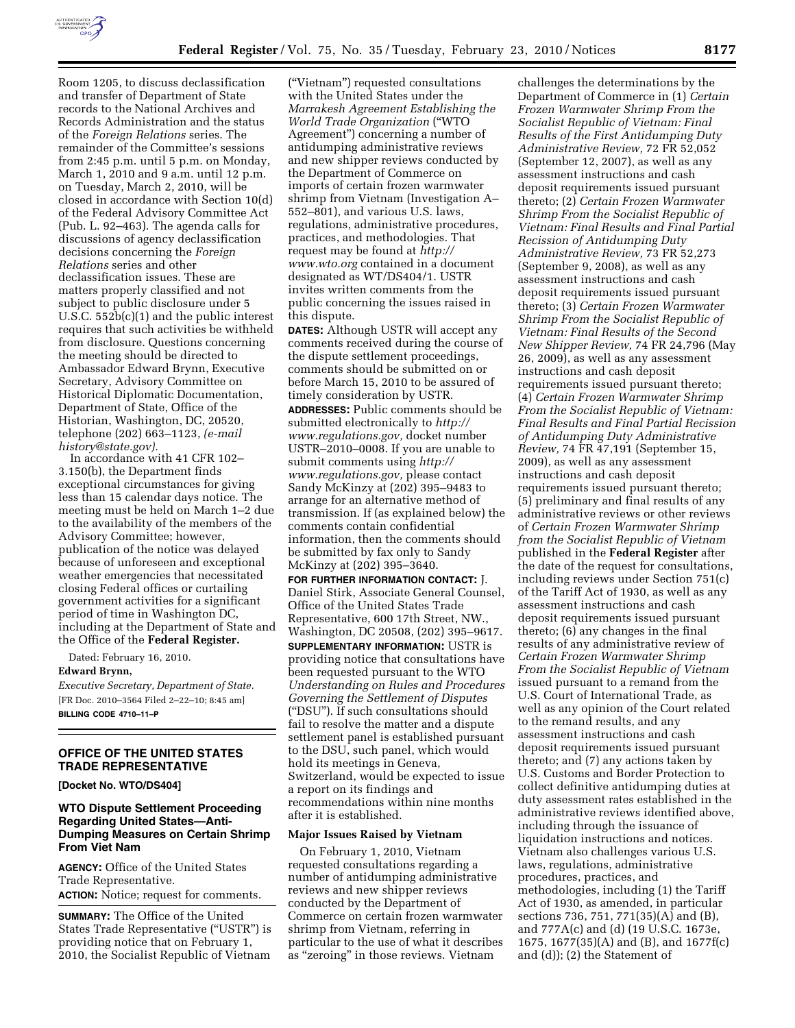Room 1205, to discuss declassification and transfer of Department of State records to the National Archives and Records Administration and the status of the *Foreign Relations* series. The remainder of the Committee's sessions from 2:45 p.m. until 5 p.m. on Monday, March 1, 2010 and 9 a.m. until 12 p.m. on Tuesday, March 2, 2010, will be closed in accordance with Section 10(d) of the Federal Advisory Committee Act (Pub. L. 92–463). The agenda calls for discussions of agency declassification decisions concerning the *Foreign Relations* series and other declassification issues. These are matters properly classified and not subject to public disclosure under 5 U.S.C. 552b(c)(1) and the public interest requires that such activities be withheld from disclosure. Questions concerning the meeting should be directed to Ambassador Edward Brynn, Executive Secretary, Advisory Committee on Historical Diplomatic Documentation, Department of State, Office of the Historian, Washington, DC, 20520, telephone (202) 663–1123, *(e-mail history@state.gov).*

In accordance with 41 CFR 102–3.150(b), the Department finds exceptional circumstances for giving less than 15 calendar days notice. The meeting must be held on March 1–2 due to the availability of the members of the Advisory Committee; however, publication of the notice was delayed because of unforeseen and exceptional weather emergencies that necessitated closing Federal offices or curtailing government activities for a significant period of time in Washington DC, including at the Department of State and the Office of the **Federal Register.**

Dated: February 16, 2010.

**Edward Brynn,**

*Executive Secretary, Department of State.*

[FR Doc. 2010–3564 Filed 2–22–10; 8:45 am]

**BILLING CODE 4710–11–P**

## OFFICE OF THE UNITED STATES TRADE REPRESENTATIVE

**[Docket No. WTO/DS404]**

### WTO Dispute Settlement Proceeding Regarding United States—Anti-Dumping Measures on Certain Shrimp From Viet Nam

**AGENCY:** Office of the United States Trade Representative.

**ACTION:** Notice; request for comments.

**SUMMARY:** The Office of the United States Trade Representative ("USTR") is providing notice that on February 1, 2010, the Socialist Republic of Vietnam ("Vietnam") requested consultations with the United States under the *Marrakesh Agreement Establishing the World Trade Organization* ("WTO Agreement") concerning a number of antidumping administrative reviews and new shipper reviews conducted by the Department of Commerce on imports of certain frozen warmwater shrimp from Vietnam (Investigation A–552–801), and various U.S. laws, regulations, administrative procedures, practices, and methodologies. That request may be found at *http://www.wto.org* contained in a document designated as WT/DS404/1. USTR invites written comments from the public concerning the issues raised in this dispute.

**DATES:** Although USTR will accept any comments received during the course of the dispute settlement proceedings, comments should be submitted on or before March 15, 2010 to be assured of timely consideration by USTR.

**ADDRESSES:** Public comments should be submitted electronically to *http://www.regulations.gov,* docket number USTR–2010–0008. If you are unable to submit comments using *http://www.regulations.gov,* please contact Sandy McKinzy at (202) 395–9483 to arrange for an alternative method of transmission. If (as explained below) the comments contain confidential information, then the comments should be submitted by fax only to Sandy McKinzy at (202) 395–3640.

**FOR FURTHER INFORMATION CONTACT:** J. Daniel Stirk, Associate General Counsel, Office of the United States Trade Representative, 600 17th Street, NW., Washington, DC 20508, (202) 395–9617.

**SUPPLEMENTARY INFORMATION:** USTR is providing notice that consultations have been requested pursuant to the WTO *Understanding on Rules and Procedures Governing the Settlement of Disputes* ("DSU"). If such consultations should fail to resolve the matter and a dispute settlement panel is established pursuant to the DSU, such panel, which would hold its meetings in Geneva, Switzerland, would be expected to issue a report on its findings and recommendations within nine months after it is established.

#### Major Issues Raised by Vietnam

On February 1, 2010, Vietnam requested consultations regarding a number of antidumping administrative reviews and new shipper reviews conducted by the Department of Commerce on certain frozen warmwater shrimp from Vietnam, referring in particular to the use of what it describes as "zeroing" in those reviews. Vietnam challenges the determinations by the Department of Commerce in (1) *Certain Frozen Warmwater Shrimp From the Socialist Republic of Vietnam: Final Results of the First Antidumping Duty Administrative Review,* 72 FR 52,052 (September 12, 2007), as well as any assessment instructions and cash deposit requirements issued pursuant thereto; (2) *Certain Frozen Warmwater Shrimp From the Socialist Republic of Vietnam: Final Results and Final Partial Recission of Antidumping Duty Administrative Review,* 73 FR 52,273 (September 9, 2008), as well as any assessment instructions and cash deposit requirements issued pursuant thereto; (3) *Certain Frozen Warmwater Shrimp From the Socialist Republic of Vietnam: Final Results of the Second New Shipper Review,* 74 FR 24,796 (May 26, 2009), as well as any assessment instructions and cash deposit requirements issued pursuant thereto; (4) *Certain Frozen Warmwater Shrimp From the Socialist Republic of Vietnam: Final Results and Final Partial Recission of Antidumping Duty Administrative Review,* 74 FR 47,191 (September 15, 2009), as well as any assessment instructions and cash deposit requirements issued pursuant thereto; (5) preliminary and final results of any administrative reviews or other reviews of *Certain Frozen Warmwater Shrimp from the Socialist Republic of Vietnam* published in the **Federal Register** after the date of the request for consultations, including reviews under Section 751(c) of the Tariff Act of 1930, as well as any assessment instructions and cash deposit requirements issued pursuant thereto; (6) any changes in the final results of any administrative review of *Certain Frozen Warmwater Shrimp From the Socialist Republic of Vietnam* issued pursuant to a remand from the U.S. Court of International Trade, as well as any opinion of the Court related to the remand results, and any assessment instructions and cash deposit requirements issued pursuant thereto; and (7) any actions taken by U.S. Customs and Border Protection to collect definitive antidumping duties at duty assessment rates established in the administrative reviews identified above, including through the issuance of liquidation instructions and notices. Vietnam also challenges various U.S. laws, regulations, administrative procedures, practices, and methodologies, including (1) the Tariff Act of 1930, as amended, in particular sections 736, 751, 771(35)(A) and (B), and 777A(c) and (d) (19 U.S.C. 1673e, 1675, 1677(35)(A) and (B), and 1677f(c) and (d)); (2) the Statement of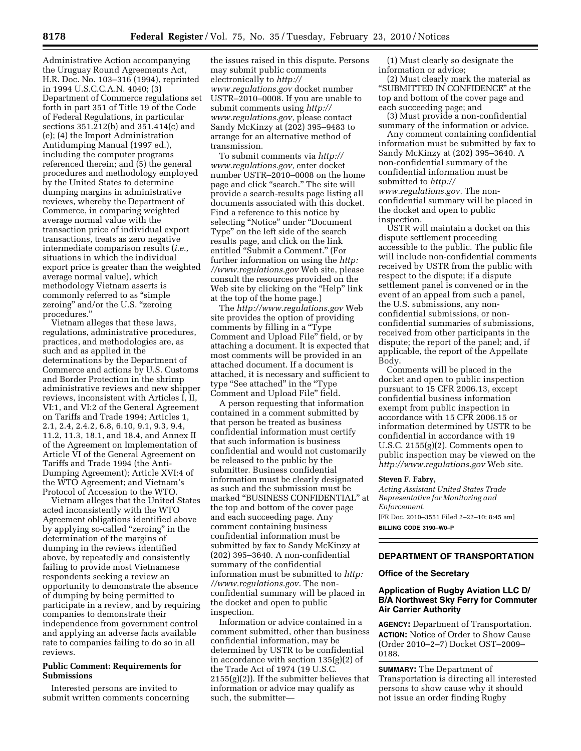Administrative Action accompanying the Uruguay Round Agreements Act, H.R. Doc. No. 103–316 (1994), reprinted in 1994 U.S.C.C.A.N. 4040; (3) Department of Commerce regulations set forth in part 351 of Title 19 of the Code of Federal Regulations, in particular sections 351.212(b) and 351.414(c) and (e); (4) the Import Administration Antidumping Manual (1997 ed.), including the computer programs referenced therein; and (5) the general procedures and methodology employed by the United States to determine dumping margins in administrative reviews, whereby the Department of Commerce, in comparing weighted average normal value with the transaction price of individual export transactions, treats as zero negative intermediate comparison results (*i.e.,* situations in which the individual export price is greater than the weighted average normal value), which methodology Vietnam asserts is commonly referred to as "simple zeroing" and/or the U.S. "zeroing procedures."

Vietnam alleges that these laws, regulations, administrative procedures, practices, and methodologies are, as such and as applied in the determinations by the Department of Commerce and actions by U.S. Customs and Border Protection in the shrimp administrative reviews and new shipper reviews, inconsistent with Articles I, II, VI:1, and VI:2 of the General Agreement on Tariffs and Trade 1994; Articles 1, 2.1, 2.4, 2.4.2, 6.8, 6.10, 9.1, 9.3, 9.4, 11.2, 11.3, 18.1, and 18.4, and Annex II of the Agreement on Implementation of Article VI of the General Agreement on Tariffs and Trade 1994 (the Anti-Dumping Agreement); Article XVI:4 of the WTO Agreement; and Vietnam's Protocol of Accession to the WTO.

Vietnam alleges that the United States acted inconsistently with the WTO Agreement obligations identified above by applying so-called "zeroing" in the determination of the margins of dumping in the reviews identified above, by repeatedly and consistently failing to provide most Vietnamese respondents seeking a review an opportunity to demonstrate the absence of dumping by being permitted to participate in a review, and by requiring companies to demonstrate their independence from government control and applying an adverse facts available rate to companies failing to do so in all reviews.

**Public Comment: Requirements for Submissions**

Interested persons are invited to submit written comments concerning the issues raised in this dispute. Persons may submit public comments electronically to *http://www.regulations.gov* docket number USTR–2010–0008. If you are unable to submit comments using *http://www.regulations.gov,* please contact Sandy McKinzy at (202) 395–9483 to arrange for an alternative method of transmission.

To submit comments via *http://www.regulations.gov,* enter docket number USTR–2010–0008 on the home page and click "search." The site will provide a search-results page listing all documents associated with this docket. Find a reference to this notice by selecting "Notice" under "Document Type" on the left side of the search results page, and click on the link entitled "Submit a Comment." (For further information on using the *http://www.regulations.gov* Web site, please consult the resources provided on the Web site by clicking on the "Help" link at the top of the home page.)

The *http://www.regulations.gov* Web site provides the option of providing comments by filling in a "Type Comment and Upload File" field, or by attaching a document. It is expected that most comments will be provided in an attached document. If a document is attached, it is necessary and sufficient to type "See attached" in the "Type Comment and Upload File" field.

A person requesting that information contained in a comment submitted by that person be treated as business confidential information must certify that such information is business confidential and would not customarily be released to the public by the submitter. Business confidential information must be clearly designated as such and the submission must be marked "BUSINESS CONFIDENTIAL" at the top and bottom of the cover page and each succeeding page. Any comment containing business confidential information must be submitted by fax to Sandy McKinzy at (202) 395–3640. A non-confidential summary of the confidential information must be submitted to *http://www.regulations.gov.* The non-confidential summary will be placed in the docket and open to public inspection.

Information or advice contained in a comment submitted, other than business confidential information, may be determined by USTR to be confidential in accordance with section 135(g)(2) of the Trade Act of 1974 (19 U.S.C. 2155(g)(2)). If the submitter believes that information or advice may qualify as such, the submitter—

(1) Must clearly so designate the information or advice;

(2) Must clearly mark the material as "SUBMITTED IN CONFIDENCE" at the top and bottom of the cover page and each succeeding page; and

(3) Must provide a non-confidential summary of the information or advice.

Any comment containing confidential information must be submitted by fax to Sandy McKinzy at (202) 395–3640. A non-confidential summary of the confidential information must be submitted to *http://www.regulations.gov.* The non-confidential summary will be placed in the docket and open to public inspection.

USTR will maintain a docket on this dispute settlement proceeding accessible to the public. The public file will include non-confidential comments received by USTR from the public with respect to the dispute; if a dispute settlement panel is convened or in the event of an appeal from such a panel, the U.S. submissions, any non-confidential submissions, or non-confidential summaries of submissions, received from other participants in the dispute; the report of the panel; and, if applicable, the report of the Appellate Body.

Comments will be placed in the docket and open to public inspection pursuant to 15 CFR 2006.13, except confidential business information exempt from public inspection in accordance with 15 CFR 2006.15 or information determined by USTR to be confidential in accordance with 19 U.S.C. 2155(g)(2). Comments open to public inspection may be viewed on the *http://www.regulations.gov* Web site.

**Steven F. Fabry,**

*Acting Assistant United States Trade Representative for Monitoring and Enforcement.*

[FR Doc. 2010–3551 Filed 2–22–10; 8:45 am]

**BILLING CODE 3190–W0–P**

---

## DEPARTMENT OF TRANSPORTATION

### Office of the Secretary

### Application of Rugby Aviation LLC D/B/A Northwest Sky Ferry for Commuter Air Carrier Authority

**AGENCY:** Department of Transportation.

**ACTION:** Notice of Order to Show Cause (Order 2010–2–7) Docket OST–2009–0188.

**SUMMARY:** The Department of Transportation is directing all interested persons to show cause why it should not issue an order finding Rugby